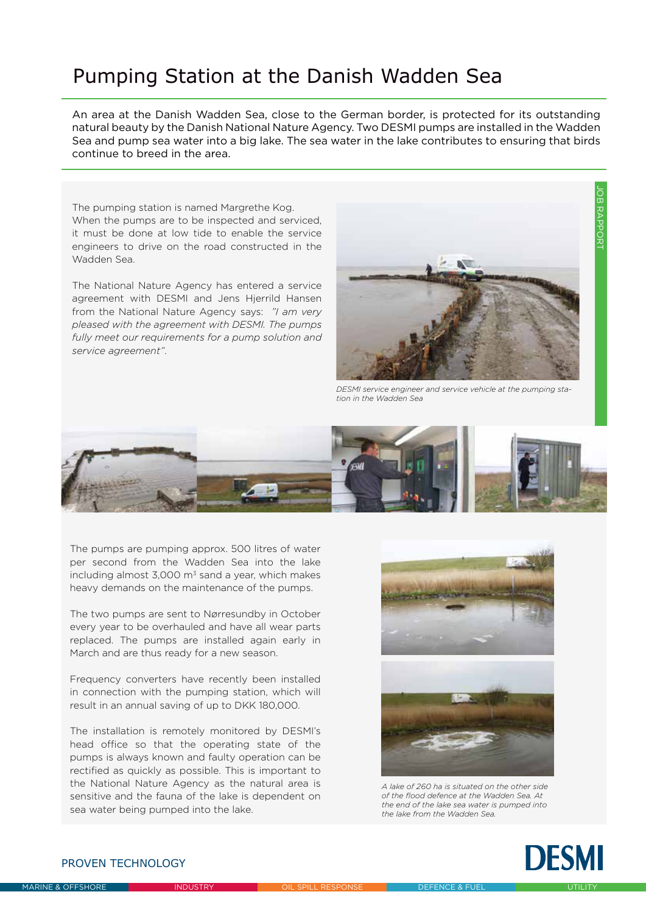# Pumping Station at the Danish Wadden Sea

An area at the Danish Wadden Sea, close to the German border, is protected for its outstanding natural beauty by the Danish National Nature Agency. Two DESMI pumps are installed in the Wadden Sea and pump sea water into a big lake. The sea water in the lake contributes to ensuring that birds continue to breed in the area.

The pumping station is named Margrethe Kog. When the pumps are to be inspected and serviced, it must be done at low tide to enable the service engineers to drive on the road constructed in the Wadden Sea.

The National Nature Agency has entered a service agreement with DESMI and Jens Hjerrild Hansen from the National Nature Agency says: *"I am very pleased with the agreement with DESMI. The pumps fully meet our requirements for a pump solution and service agreement".*

*DESMI service engineer and service vehicle at the pumping station in the Wadden Sea*

The pumps are pumping approx. 500 litres of water per second from the Wadden Sea into the lake including almost 3,000 m$^3$ sand a year, which makes heavy demands on the maintenance of the pumps.

The two pumps are sent to Nørresundby in October every year to be overhauled and have all wear parts replaced. The pumps are installed again early in March and are thus ready for a new season.

Frequency converters have recently been installed in connection with the pumping station, which will result in an annual saving of up to DKK 180,000.

The installation is remotely monitored by DESMI's head office so that the operating state of the pumps is always known and faulty operation can be rectified as quickly as possible. This is important to the National Nature Agency as the natural area is sensitive and the fauna of the lake is dependent on sea water being pumped into the lake.

*A lake of 260 ha is situated on the other side of the flood defence at the Wadden Sea. At the end of the lake sea water is pumped into the lake from the Wadden Sea.*

PROVEN TECHNOLOGY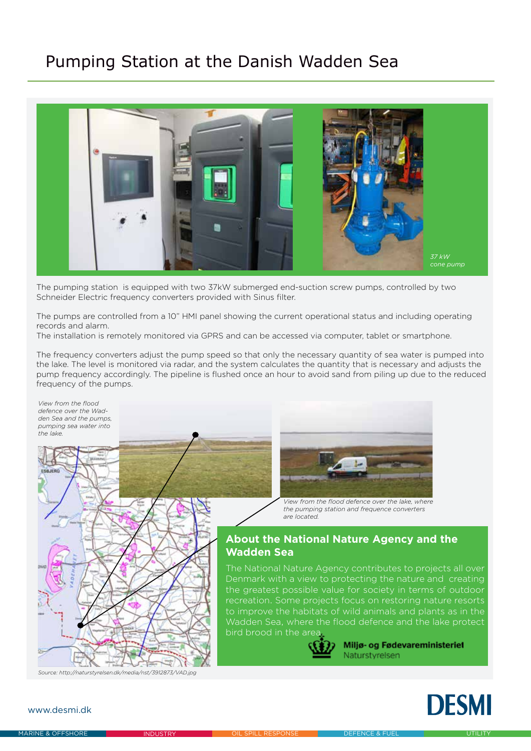# Pumping Station at the Danish Wadden Sea

*37 kW cone pump*

The pumping station is equipped with two 37kW submerged end-suction screw pumps, controlled by two Schneider Electric frequency converters provided with Sinus filter.

The pumps are controlled from a 10" HMI panel showing the current operational status and including operating records and alarm.
The installation is remotely monitored via GPRS and can be accessed via computer, tablet or smartphone.

The frequency converters adjust the pump speed so that only the necessary quantity of sea water is pumped into the lake. The level is monitored via radar, and the system calculates the quantity that is necessary and adjusts the pump frequency accordingly. The pipeline is flushed once an hour to avoid sand from piling up due to the reduced frequency of the pumps.

*View from the flood defence over the Wadden Sea and the pumps, pumping sea water into the lake.*

*View from the flood defence over the lake, where the pumping station and frequence converters are located.*

*Source: http://naturstyrelsen.dk/media/nst/3912873/VAD.jpg*

## About the National Nature Agency and the Wadden Sea

The National Nature Agency contributes to projects all over Denmark with a view to protecting the nature and creating the greatest possible value for society in terms of outdoor recreation. Some projects focus on restoring nature resorts to improve the habitats of wild animals and plants as in the Wadden Sea, where the flood defence and the lake protect bird brood in the area.

**Miljø- og Fødevareministeriet**
Naturstyrelsen

www.desmi.dk

DESMI

MARINE & OFFSHORE | INDUSTRY | OIL SPILL RESPONSE | DEFENCE & FUEL | UTILITY